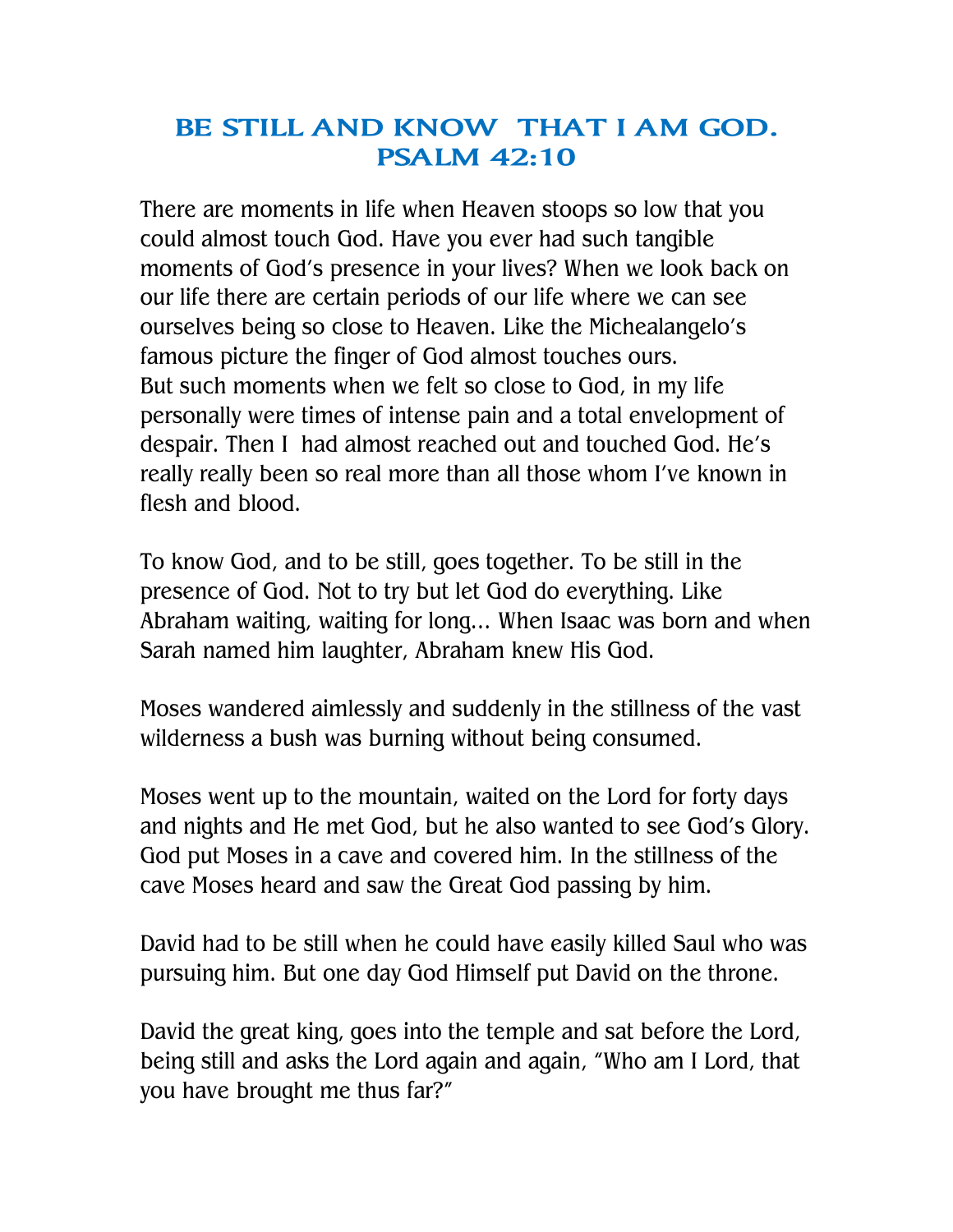# BE STILL AND KNOW THAT I AM GOD. PSALM 42:10

There are moments in life when Heaven stoops so low that you could almost touch God. Have you ever had such tangible moments of God's presence in your lives? When we look back on our life there are certain periods of our life where we can see ourselves being so close to Heaven. Like the Michealangelo's famous picture the finger of God almost touches ours.
But such moments when we felt so close to God, in my life personally were times of intense pain and a total envelopment of despair. Then I had almost reached out and touched God. He's really really been so real more than all those whom I've known in flesh and blood.

To know God, and to be still, goes together. To be still in the presence of God. Not to try but let God do everything. Like Abraham waiting, waiting for long… When Isaac was born and when Sarah named him laughter, Abraham knew His God.

Moses wandered aimlessly and suddenly in the stillness of the vast wilderness a bush was burning without being consumed.

Moses went up to the mountain, waited on the Lord for forty days and nights and He met God, but he also wanted to see God's Glory. God put Moses in a cave and covered him. In the stillness of the cave Moses heard and saw the Great God passing by him.

David had to be still when he could have easily killed Saul who was pursuing him. But one day God Himself put David on the throne.

David the great king, goes into the temple and sat before the Lord, being still and asks the Lord again and again, "Who am I Lord, that you have brought me thus far?"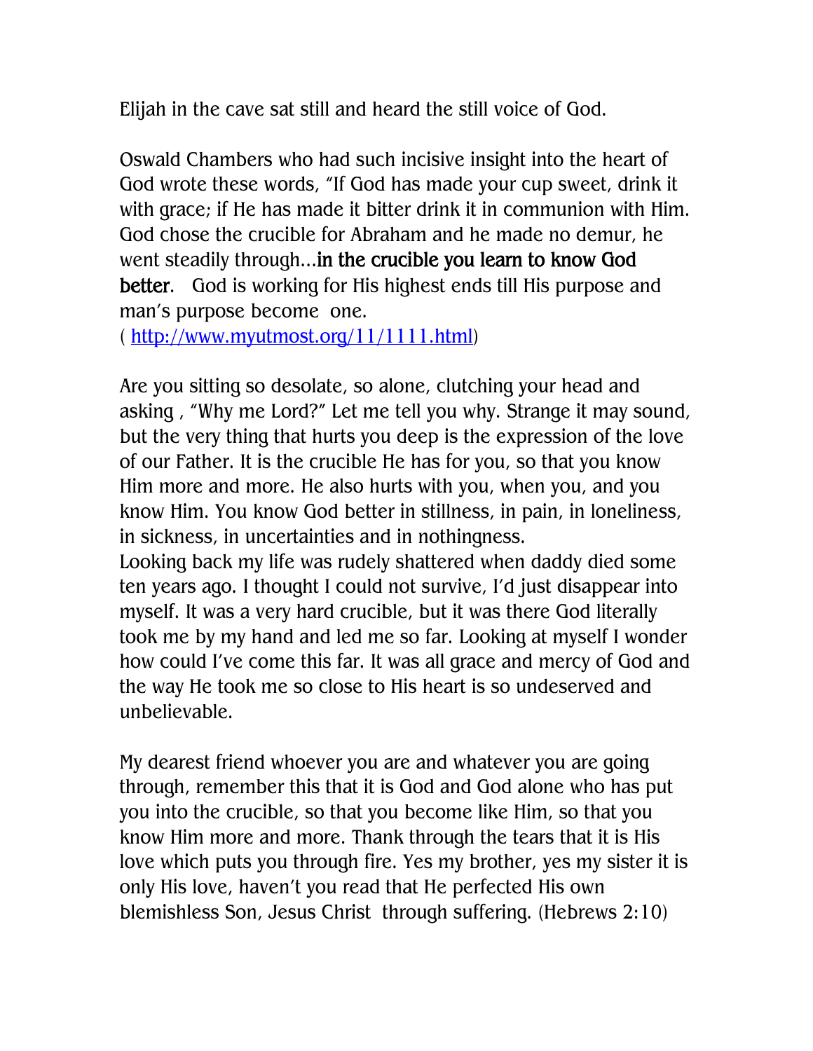Elijah in the cave sat still and heard the still voice of God.

Oswald Chambers who had such incisive insight into the heart of God wrote these words, "If God has made your cup sweet, drink it with grace; if He has made it bitter drink it in communion with Him. God chose the crucible for Abraham and he made no demur, he went steadily through…**in the crucible you learn to know God better**.   God is working for His highest ends till His purpose and man's purpose become  one.
( http://www.myutmost.org/11/1111.html)

Are you sitting so desolate, so alone, clutching your head and asking , "Why me Lord?" Let me tell you why. Strange it may sound, but the very thing that hurts you deep is the expression of the love of our Father. It is the crucible He has for you, so that you know Him more and more. He also hurts with you, when you, and you know Him. You know God better in stillness, in pain, in loneliness, in sickness, in uncertainties and in nothingness.
Looking back my life was rudely shattered when daddy died some ten years ago. I thought I could not survive, I'd just disappear into myself. It was a very hard crucible, but it was there God literally took me by my hand and led me so far. Looking at myself I wonder how could I've come this far. It was all grace and mercy of God and the way He took me so close to His heart is so undeserved and unbelievable.

My dearest friend whoever you are and whatever you are going through, remember this that it is God and God alone who has put you into the crucible, so that you become like Him, so that you know Him more and more. Thank through the tears that it is His love which puts you through fire. Yes my brother, yes my sister it is only His love, haven't you read that He perfected His own blemishless Son, Jesus Christ  through suffering. (Hebrews 2:10)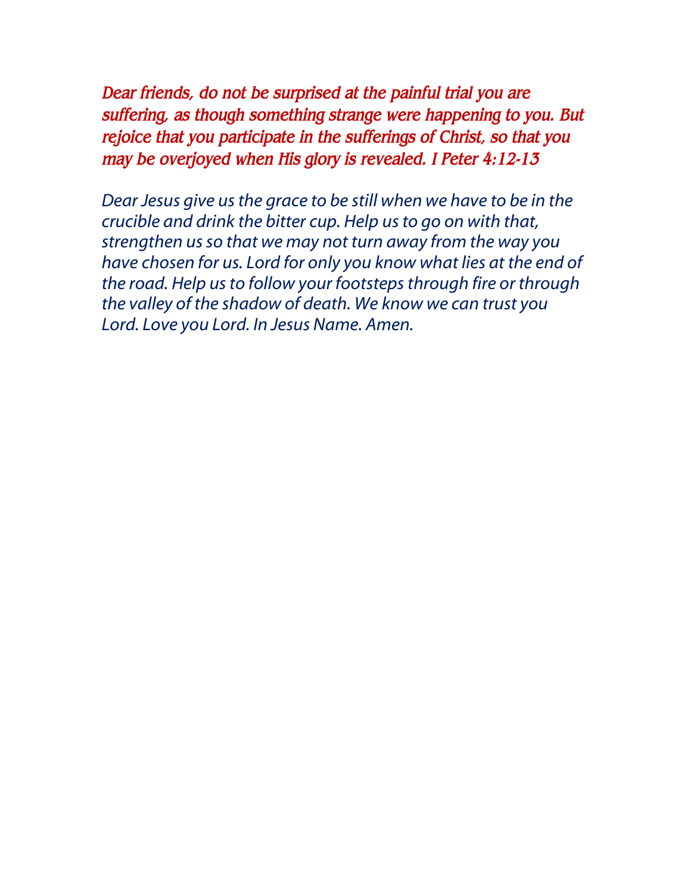*Dear friends, do not be surprised at the painful trial you are suffering, as though something strange were happening to you. But rejoice that you participate in the sufferings of Christ, so that you may be overjoyed when His glory is revealed. I Peter 4:12-13*

*Dear Jesus give us the grace to be still when we have to be in the crucible and drink the bitter cup. Help us to go on with that, strengthen us so that we may not turn away from the way you have chosen for us. Lord for only you know what lies at the end of the road. Help us to follow your footsteps through fire or through the valley of the shadow of death. We know we can trust you Lord. Love you Lord. In Jesus Name. Amen.*